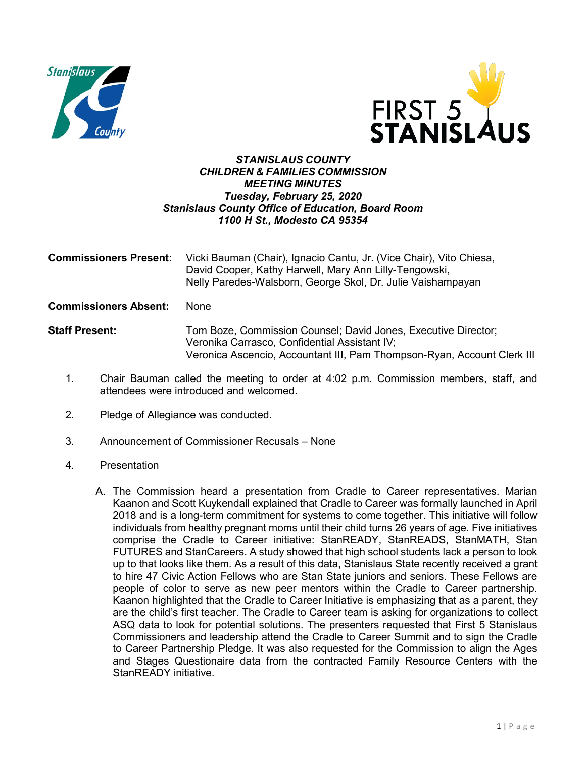***STANISLAUS COUNTY***
***CHILDREN & FAMILIES COMMISSION***
***MEETING MINUTES***
***Tuesday, February 25, 2020***
***Stanislaus County Office of Education, Board Room***
***1100 H St., Modesto CA 95354***

**Commissioners Present:** Vicki Bauman (Chair), Ignacio Cantu, Jr. (Vice Chair), Vito Chiesa, David Cooper, Kathy Harwell, Mary Ann Lilly-Tengowski, Nelly Paredes-Walsborn, George Skol, Dr. Julie Vaishampayan

**Commissioners Absent:** None

**Staff Present:** Tom Boze, Commission Counsel; David Jones, Executive Director; Veronika Carrasco, Confidential Assistant IV; Veronica Ascencio, Accountant III, Pam Thompson-Ryan, Account Clerk III

1. Chair Bauman called the meeting to order at 4:02 p.m. Commission members, staff, and attendees were introduced and welcomed.

2. Pledge of Allegiance was conducted.

3. Announcement of Commissioner Recusals – None

4. Presentation

   A. The Commission heard a presentation from Cradle to Career representatives. Marian Kaanon and Scott Kuykendall explained that Cradle to Career was formally launched in April 2018 and is a long-term commitment for systems to come together. This initiative will follow individuals from healthy pregnant moms until their child turns 26 years of age. Five initiatives comprise the Cradle to Career initiative: StanREADY, StanREADS, StanMATH, Stan FUTURES and StanCareers. A study showed that high school students lack a person to look up to that looks like them. As a result of this data, Stanislaus State recently received a grant to hire 47 Civic Action Fellows who are Stan State juniors and seniors. These Fellows are people of color to serve as new peer mentors within the Cradle to Career partnership. Kaanon highlighted that the Cradle to Career Initiative is emphasizing that as a parent, they are the child's first teacher. The Cradle to Career team is asking for organizations to collect ASQ data to look for potential solutions. The presenters requested that First 5 Stanislaus Commissioners and leadership attend the Cradle to Career Summit and to sign the Cradle to Career Partnership Pledge. It was also requested for the Commission to align the Ages and Stages Questionaire data from the contracted Family Resource Centers with the StanREADY initiative.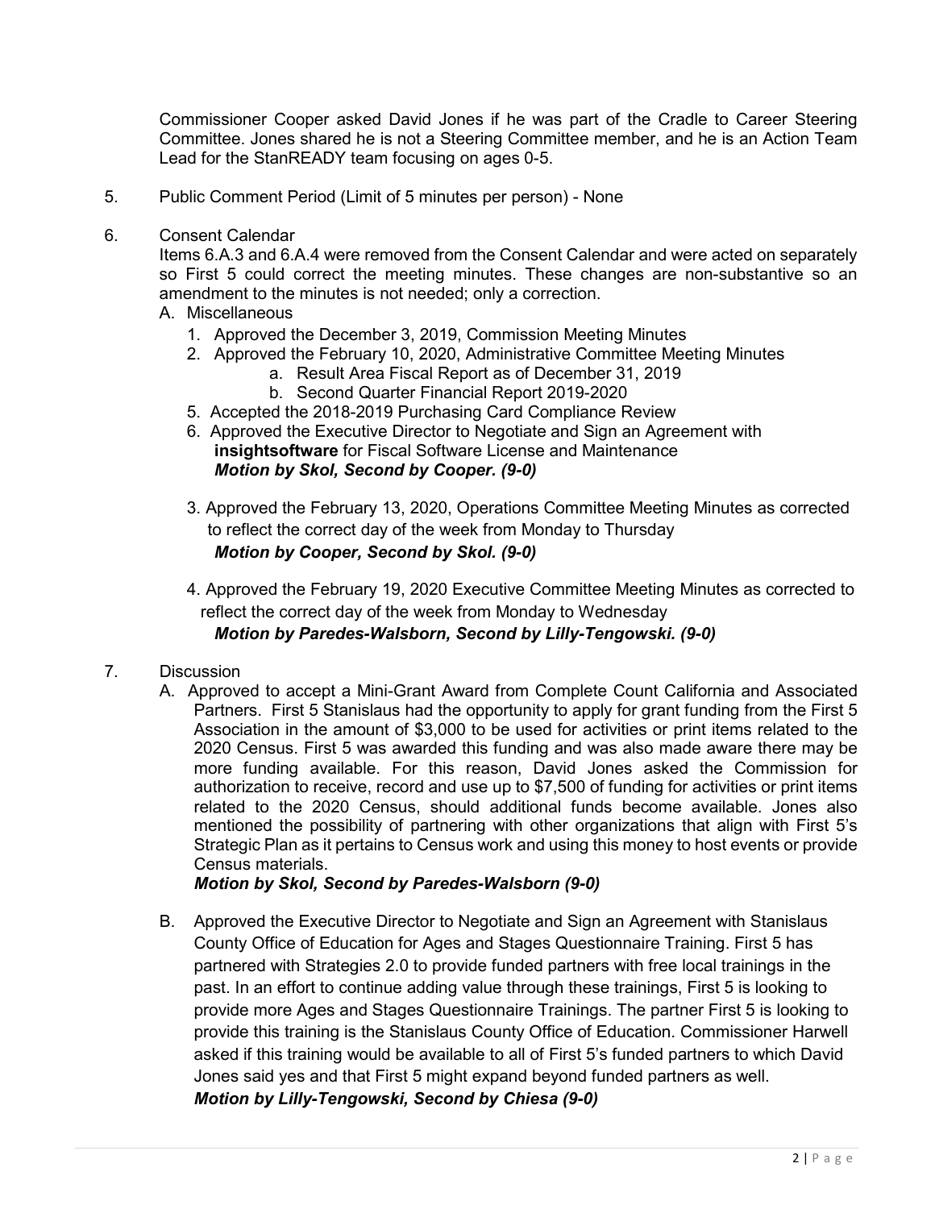Commissioner Cooper asked David Jones if he was part of the Cradle to Career Steering Committee. Jones shared he is not a Steering Committee member, and he is an Action Team Lead for the StanREADY team focusing on ages 0-5.

5. Public Comment Period (Limit of 5 minutes per person) - None

6. Consent Calendar

   Items 6.A.3 and 6.A.4 were removed from the Consent Calendar and were acted on separately so First 5 could correct the meeting minutes. These changes are non-substantive so an amendment to the minutes is not needed; only a correction.

   A. Miscellaneous
      1. Approved the December 3, 2019, Commission Meeting Minutes
      2. Approved the February 10, 2020, Administrative Committee Meeting Minutes
         a. Result Area Fiscal Report as of December 31, 2019
         b. Second Quarter Financial Report 2019-2020
      5. Accepted the 2018-2019 Purchasing Card Compliance Review
      6. Approved the Executive Director to Negotiate and Sign an Agreement with **insightsoftware** for Fiscal Software License and Maintenance
         ***Motion by Skol, Second by Cooper. (9-0)***

      3. Approved the February 13, 2020, Operations Committee Meeting Minutes as corrected to reflect the correct day of the week from Monday to Thursday
         ***Motion by Cooper, Second by Skol. (9-0)***

      4. Approved the February 19, 2020 Executive Committee Meeting Minutes as corrected to reflect the correct day of the week from Monday to Wednesday
         ***Motion by Paredes-Walsborn, Second by Lilly-Tengowski. (9-0)***

7. Discussion

   A. Approved to accept a Mini-Grant Award from Complete Count California and Associated Partners. First 5 Stanislaus had the opportunity to apply for grant funding from the First 5 Association in the amount of $3,000 to be used for activities or print items related to the 2020 Census. First 5 was awarded this funding and was also made aware there may be more funding available. For this reason, David Jones asked the Commission for authorization to receive, record and use up to $7,500 of funding for activities or print items related to the 2020 Census, should additional funds become available. Jones also mentioned the possibility of partnering with other organizations that align with First 5's Strategic Plan as it pertains to Census work and using this money to host events or provide Census materials.
      ***Motion by Skol, Second by Paredes-Walsborn (9-0)***

   B. Approved the Executive Director to Negotiate and Sign an Agreement with Stanislaus County Office of Education for Ages and Stages Questionnaire Training. First 5 has partnered with Strategies 2.0 to provide funded partners with free local trainings in the past. In an effort to continue adding value through these trainings, First 5 is looking to provide more Ages and Stages Questionnaire Trainings. The partner First 5 is looking to provide this training is the Stanislaus County Office of Education. Commissioner Harwell asked if this training would be available to all of First 5's funded partners to which David Jones said yes and that First 5 might expand beyond funded partners as well.
      ***Motion by Lilly-Tengowski, Second by Chiesa (9-0)***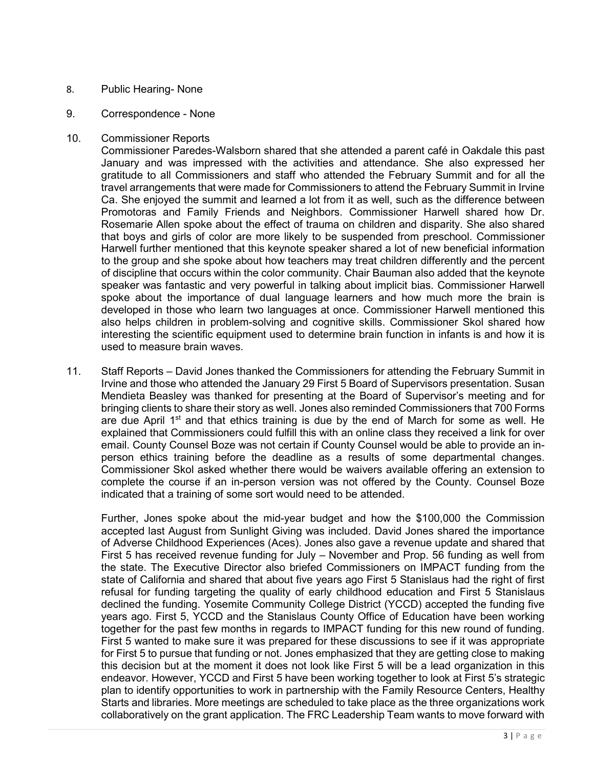8. Public Hearing- None

9. Correspondence - None

10. Commissioner Reports

    Commissioner Paredes-Walsborn shared that she attended a parent café in Oakdale this past January and was impressed with the activities and attendance. She also expressed her gratitude to all Commissioners and staff who attended the February Summit and for all the travel arrangements that were made for Commissioners to attend the February Summit in Irvine Ca. She enjoyed the summit and learned a lot from it as well, such as the difference between Promotoras and Family Friends and Neighbors. Commissioner Harwell shared how Dr. Rosemarie Allen spoke about the effect of trauma on children and disparity. She also shared that boys and girls of color are more likely to be suspended from preschool. Commissioner Harwell further mentioned that this keynote speaker shared a lot of new beneficial information to the group and she spoke about how teachers may treat children differently and the percent of discipline that occurs within the color community. Chair Bauman also added that the keynote speaker was fantastic and very powerful in talking about implicit bias. Commissioner Harwell spoke about the importance of dual language learners and how much more the brain is developed in those who learn two languages at once. Commissioner Harwell mentioned this also helps children in problem-solving and cognitive skills. Commissioner Skol shared how interesting the scientific equipment used to determine brain function in infants is and how it is used to measure brain waves.

11. Staff Reports – David Jones thanked the Commissioners for attending the February Summit in Irvine and those who attended the January 29 First 5 Board of Supervisors presentation. Susan Mendieta Beasley was thanked for presenting at the Board of Supervisor's meeting and for bringing clients to share their story as well. Jones also reminded Commissioners that 700 Forms are due April 1st and that ethics training is due by the end of March for some as well. He explained that Commissioners could fulfill this with an online class they received a link for over email. County Counsel Boze was not certain if County Counsel would be able to provide an in-person ethics training before the deadline as a results of some departmental changes. Commissioner Skol asked whether there would be waivers available offering an extension to complete the course if an in-person version was not offered by the County. Counsel Boze indicated that a training of some sort would need to be attended.

    Further, Jones spoke about the mid-year budget and how the $100,000 the Commission accepted last August from Sunlight Giving was included. David Jones shared the importance of Adverse Childhood Experiences (Aces). Jones also gave a revenue update and shared that First 5 has received revenue funding for July – November and Prop. 56 funding as well from the state. The Executive Director also briefed Commissioners on IMPACT funding from the state of California and shared that about five years ago First 5 Stanislaus had the right of first refusal for funding targeting the quality of early childhood education and First 5 Stanislaus declined the funding. Yosemite Community College District (YCCD) accepted the funding five years ago. First 5, YCCD and the Stanislaus County Office of Education have been working together for the past few months in regards to IMPACT funding for this new round of funding. First 5 wanted to make sure it was prepared for these discussions to see if it was appropriate for First 5 to pursue that funding or not. Jones emphasized that they are getting close to making this decision but at the moment it does not look like First 5 will be a lead organization in this endeavor. However, YCCD and First 5 have been working together to look at First 5's strategic plan to identify opportunities to work in partnership with the Family Resource Centers, Healthy Starts and libraries. More meetings are scheduled to take place as the three organizations work collaboratively on the grant application. The FRC Leadership Team wants to move forward with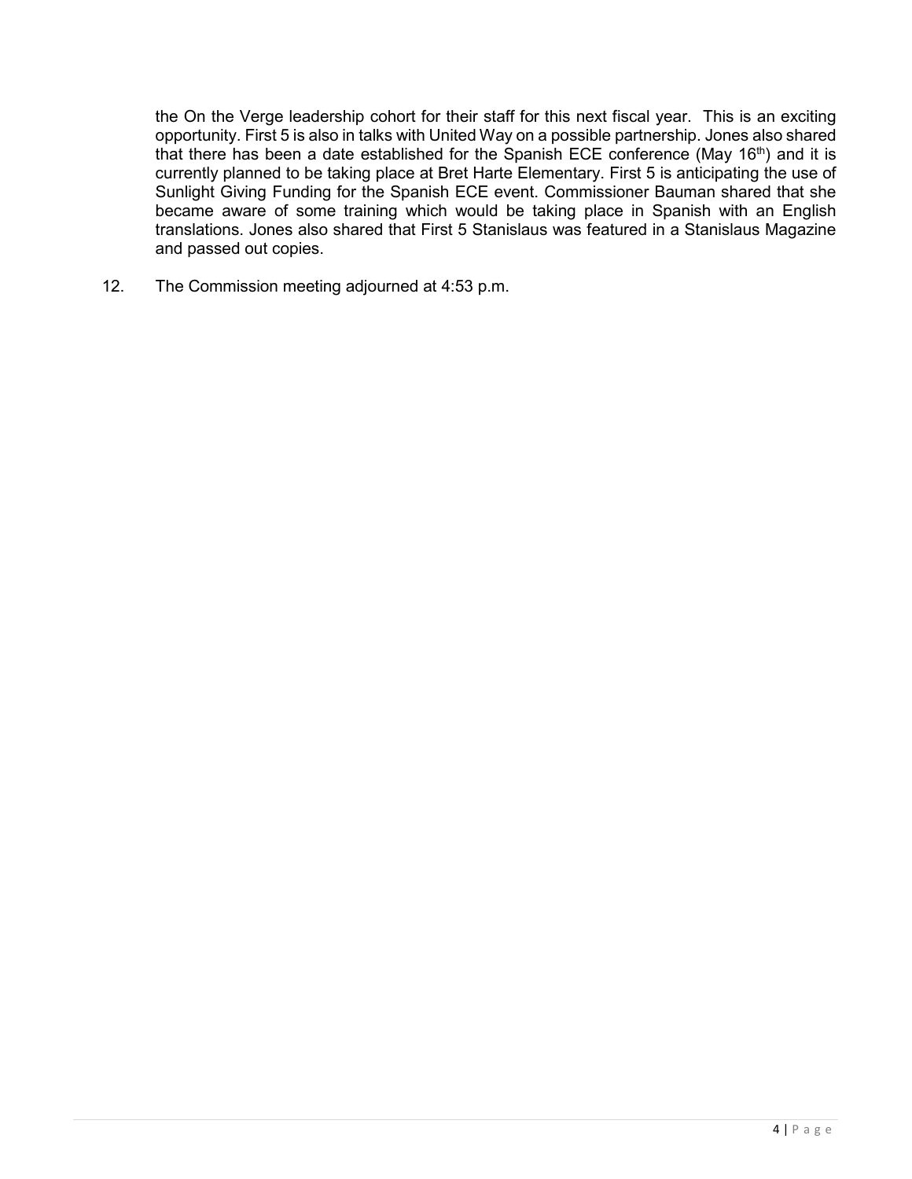the On the Verge leadership cohort for their staff for this next fiscal year. This is an exciting opportunity. First 5 is also in talks with United Way on a possible partnership. Jones also shared that there has been a date established for the Spanish ECE conference (May 16th) and it is currently planned to be taking place at Bret Harte Elementary. First 5 is anticipating the use of Sunlight Giving Funding for the Spanish ECE event. Commissioner Bauman shared that she became aware of some training which would be taking place in Spanish with an English translations. Jones also shared that First 5 Stanislaus was featured in a Stanislaus Magazine and passed out copies.

12. The Commission meeting adjourned at 4:53 p.m.